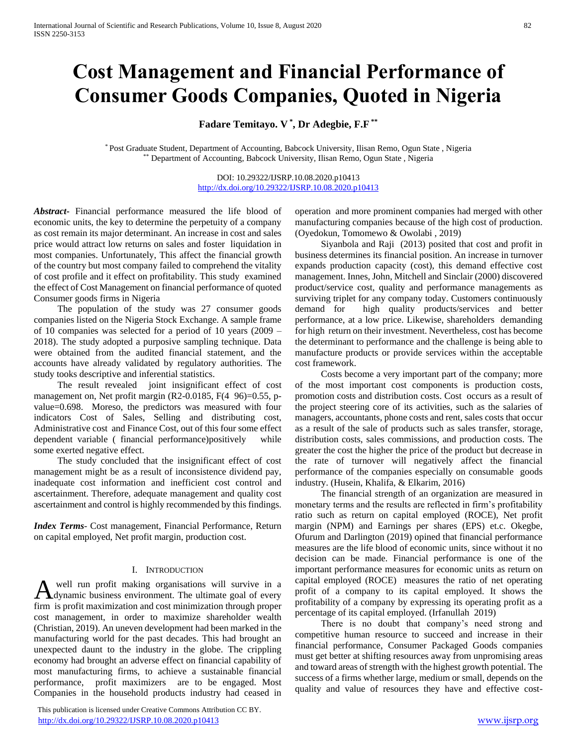# Cost Management and Financial Performance of Consumer Goods Companies, Quoted in Nigeria

**Fadare Temitayo. V [*], Dr Adegbie, F.F [**]**

[*] Post Graduate Student, Department of Accounting, Babcock University, Ilisan Remo, Ogun State , Nigeria
[**] Department of Accounting, Babcock University, Ilisan Remo, Ogun State , Nigeria

DOI: 10.29322/IJSRP.10.08.2020.p10413
http://dx.doi.org/10.29322/IJSRP.10.08.2020.p10413

***Abstract***- Financial performance measured the life blood of economic units, the key to determine the perpetuity of a company as cost remain its major determinant. An increase in cost and sales price would attract low returns on sales and foster liquidation in most companies. Unfortunately, This affect the financial growth of the country but most company failed to comprehend the vitality of cost profile and it effect on profitability. This study examined the effect of Cost Management on financial performance of quoted Consumer goods firms in Nigeria

The population of the study was 27 consumer goods companies listed on the Nigeria Stock Exchange. A sample frame of 10 companies was selected for a period of 10 years (2009 – 2018). The study adopted a purposive sampling technique. Data were obtained from the audited financial statement, and the accounts have already validated by regulatory authorities. The study tooks descriptive and inferential statistics.

The result revealed joint insignificant effect of cost management on, Net profit margin ($R2$-0.0185, $F(4\ 96)=0.55$, p-value=0.698. Moreso, the predictors was measured with four indicators Cost of Sales, Selling and distributing cost, Administrative cost and Finance Cost, out of this four some effect dependent variable ( financial performance)positively while some exerted negative effect.

The study concluded that the insignificant effect of cost management might be as a result of inconsistence dividend pay, inadequate cost information and inefficient cost control and ascertainment. Therefore, adequate management and quality cost ascertainment and control is highly recommended by this findings.

***Index Terms***- Cost management, Financial Performance, Return on capital employed, Net profit margin, production cost.

## I. Introduction

A well run profit making organisations will survive in a dynamic business environment. The ultimate goal of every firm is profit maximization and cost minimization through proper cost management, in order to maximize shareholder wealth (Christian, 2019). An uneven development had been marked in the manufacturing world for the past decades. This had brought an unexpected daunt to the industry in the globe. The crippling economy had brought an adverse effect on financial capability of most manufacturing firms, to achieve a sustainable financial performance, profit maximizers are to be engaged. Most Companies in the household products industry had ceased in operation and more prominent companies had merged with other manufacturing companies because of the high cost of production. (Oyedokun, Tomomewo & Owolabi , 2019)

Siyanbola and Raji (2013) posited that cost and profit in business determines its financial position. An increase in turnover expands production capacity (cost), this demand effective cost management. Innes, John, Mitchell and Sinclair (2000) discovered product/service cost, quality and performance managements as surviving triplet for any company today. Customers continuously demand for high quality products/services and better performance, at a low price. Likewise, shareholders demanding for high return on their investment. Nevertheless, cost has become the determinant to performance and the challenge is being able to manufacture products or provide services within the acceptable cost framework.

Costs become a very important part of the company; more of the most important cost components is production costs, promotion costs and distribution costs. Cost occurs as a result of the project steering core of its activities, such as the salaries of managers, accountants, phone costs and rent, sales costs that occur as a result of the sale of products such as sales transfer, storage, distribution costs, sales commissions, and production costs. The greater the cost the higher the price of the product but decrease in the rate of turnover will negatively affect the financial performance of the companies especially on consumable goods industry. (Husein, Khalifa, & Elkarim, 2016)

The financial strength of an organization are measured in monetary terms and the results are reflected in firm's profitability ratio such as return on capital employed (ROCE), Net profit margin (NPM) and Earnings per shares (EPS) et.c. Okegbe, Ofurum and Darlington (2019) opined that financial performance measures are the life blood of economic units, since without it no decision can be made. Financial performance is one of the important performance measures for economic units as return on capital employed (ROCE) measures the ratio of net operating profit of a company to its capital employed. It shows the profitability of a company by expressing its operating profit as a percentage of its capital employed. (Irfanullah 2019)

There is no doubt that company's need strong and competitive human resource to succeed and increase in their financial performance, Consumer Packaged Goods companies must get better at shifting resources away from unpromising areas and toward areas of strength with the highest growth potential. The success of a firms whether large, medium or small, depends on the quality and value of resources they have and effective cost-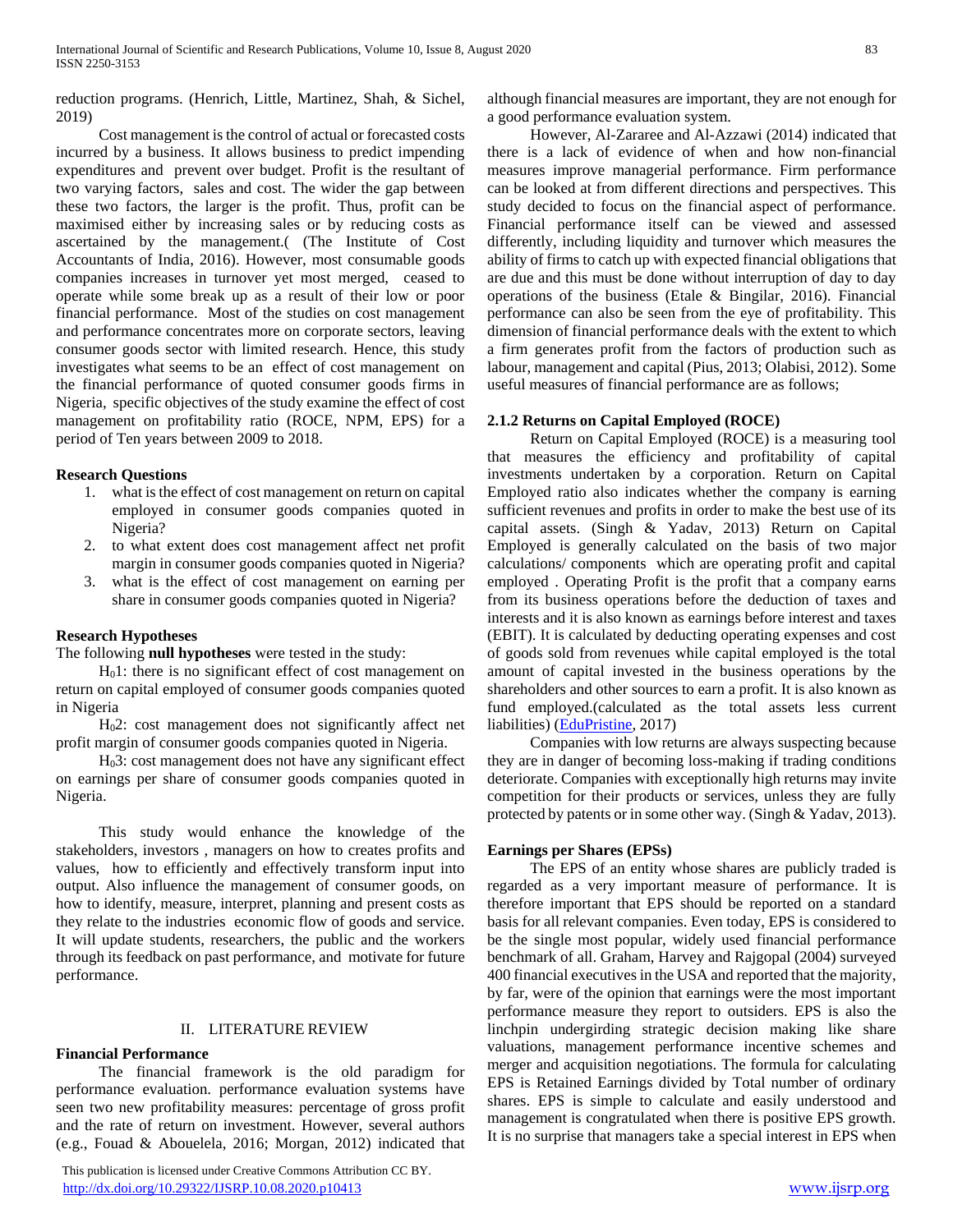reduction programs. (Henrich, Little, Martinez, Shah, & Sichel, 2019)

Cost management is the control of actual or forecasted costs incurred by a business. It allows business to predict impending expenditures and prevent over budget. Profit is the resultant of two varying factors, sales and cost. The wider the gap between these two factors, the larger is the profit. Thus, profit can be maximised either by increasing sales or by reducing costs as ascertained by the management.( (The Institute of Cost Accountants of India, 2016). However, most consumable goods companies increases in turnover yet most merged, ceased to operate while some break up as a result of their low or poor financial performance. Most of the studies on cost management and performance concentrates more on corporate sectors, leaving consumer goods sector with limited research. Hence, this study investigates what seems to be an effect of cost management on the financial performance of quoted consumer goods firms in Nigeria, specific objectives of the study examine the effect of cost management on profitability ratio (ROCE, NPM, EPS) for a period of Ten years between 2009 to 2018.

### Research Questions

1. what is the effect of cost management on return on capital employed in consumer goods companies quoted in Nigeria?
2. to what extent does cost management affect net profit margin in consumer goods companies quoted in Nigeria?
3. what is the effect of cost management on earning per share in consumer goods companies quoted in Nigeria?

### Research Hypotheses

The following **null hypotheses** were tested in the study:

$H_0$1: there is no significant effect of cost management on return on capital employed of consumer goods companies quoted in Nigeria

$H_0$2: cost management does not significantly affect net profit margin of consumer goods companies quoted in Nigeria.

$H_0$3: cost management does not have any significant effect on earnings per share of consumer goods companies quoted in Nigeria.

This study would enhance the knowledge of the stakeholders, investors , managers on how to creates profits and values, how to efficiently and effectively transform input into output. Also influence the management of consumer goods, on how to identify, measure, interpret, planning and present costs as they relate to the industries economic flow of goods and service. It will update students, researchers, the public and the workers through its feedback on past performance, and motivate for future performance.

## II. LITERATURE REVIEW

### Financial Performance

The financial framework is the old paradigm for performance evaluation. performance evaluation systems have seen two new profitability measures: percentage of gross profit and the rate of return on investment. However, several authors (e.g., Fouad & Abouelela, 2016; Morgan, 2012) indicated that although financial measures are important, they are not enough for a good performance evaluation system.

However, Al-Zararee and Al-Azzawi (2014) indicated that there is a lack of evidence of when and how non-financial measures improve managerial performance. Firm performance can be looked at from different directions and perspectives. This study decided to focus on the financial aspect of performance. Financial performance itself can be viewed and assessed differently, including liquidity and turnover which measures the ability of firms to catch up with expected financial obligations that are due and this must be done without interruption of day to day operations of the business (Etale & Bingilar, 2016). Financial performance can also be seen from the eye of profitability. This dimension of financial performance deals with the extent to which a firm generates profit from the factors of production such as labour, management and capital (Pius, 2013; Olabisi, 2012). Some useful measures of financial performance are as follows;

### 2.1.2 Returns on Capital Employed (ROCE)

Return on Capital Employed (ROCE) is a measuring tool that measures the efficiency and profitability of capital investments undertaken by a corporation. Return on Capital Employed ratio also indicates whether the company is earning sufficient revenues and profits in order to make the best use of its capital assets. (Singh & Yadav, 2013) Return on Capital Employed is generally calculated on the basis of two major calculations/ components which are operating profit and capital employed . Operating Profit is the profit that a company earns from its business operations before the deduction of taxes and interests and it is also known as earnings before interest and taxes (EBIT). It is calculated by deducting operating expenses and cost of goods sold from revenues while capital employed is the total amount of capital invested in the business operations by the shareholders and other sources to earn a profit. It is also known as fund employed.(calculated as the total assets less current liabilities) (EduPristine, 2017)

Companies with low returns are always suspecting because they are in danger of becoming loss-making if trading conditions deteriorate. Companies with exceptionally high returns may invite competition for their products or services, unless they are fully protected by patents or in some other way. (Singh & Yadav, 2013).

### Earnings per Shares (EPSs)

The EPS of an entity whose shares are publicly traded is regarded as a very important measure of performance. It is therefore important that EPS should be reported on a standard basis for all relevant companies. Even today, EPS is considered to be the single most popular, widely used financial performance benchmark of all. Graham, Harvey and Rajgopal (2004) surveyed 400 financial executives in the USA and reported that the majority, by far, were of the opinion that earnings were the most important performance measure they report to outsiders. EPS is also the linchpin undergirding strategic decision making like share valuations, management performance incentive schemes and merger and acquisition negotiations. The formula for calculating EPS is Retained Earnings divided by Total number of ordinary shares. EPS is simple to calculate and easily understood and management is congratulated when there is positive EPS growth. It is no surprise that managers take a special interest in EPS when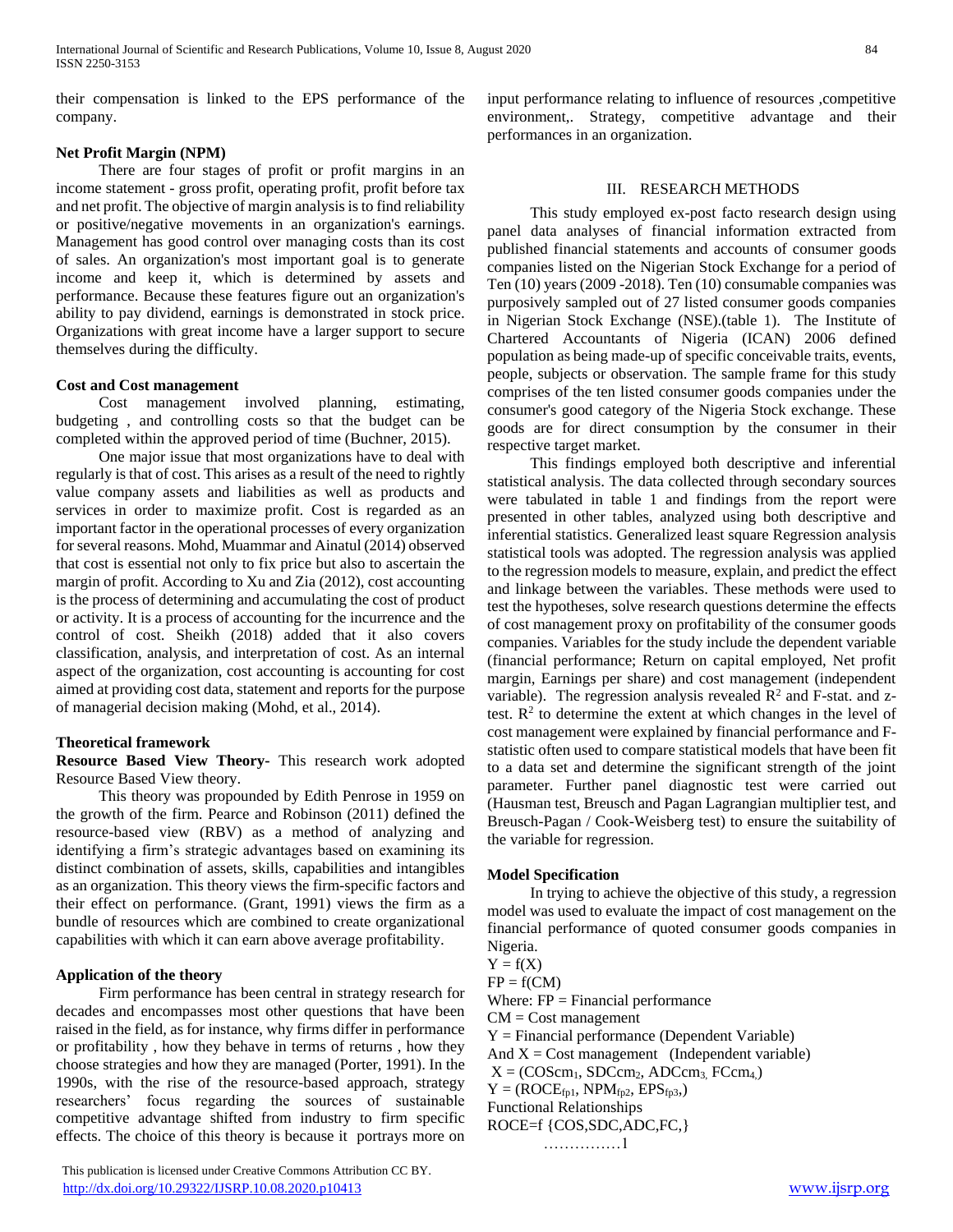their compensation is linked to the EPS performance of the company.

**Net Profit Margin (NPM)**

There are four stages of profit or profit margins in an income statement - gross profit, operating profit, profit before tax and net profit. The objective of margin analysis is to find reliability or positive/negative movements in an organization's earnings. Management has good control over managing costs than its cost of sales. An organization's most important goal is to generate income and keep it, which is determined by assets and performance. Because these features figure out an organization's ability to pay dividend, earnings is demonstrated in stock price. Organizations with great income have a larger support to secure themselves during the difficulty.

**Cost and Cost management**

Cost management involved planning, estimating, budgeting , and controlling costs so that the budget can be completed within the approved period of time (Buchner, 2015).

One major issue that most organizations have to deal with regularly is that of cost. This arises as a result of the need to rightly value company assets and liabilities as well as products and services in order to maximize profit. Cost is regarded as an important factor in the operational processes of every organization for several reasons. Mohd, Muammar and Ainatul (2014) observed that cost is essential not only to fix price but also to ascertain the margin of profit. According to Xu and Zia (2012), cost accounting is the process of determining and accumulating the cost of product or activity. It is a process of accounting for the incurrence and the control of cost. Sheikh (2018) added that it also covers classification, analysis, and interpretation of cost. As an internal aspect of the organization, cost accounting is accounting for cost aimed at providing cost data, statement and reports for the purpose of managerial decision making (Mohd, et al., 2014).

**Theoretical framework**

**Resource Based View Theory-** This research work adopted Resource Based View theory.

This theory was propounded by Edith Penrose in 1959 on the growth of the firm. Pearce and Robinson (2011) defined the resource-based view (RBV) as a method of analyzing and identifying a firm's strategic advantages based on examining its distinct combination of assets, skills, capabilities and intangibles as an organization. This theory views the firm-specific factors and their effect on performance. (Grant, 1991) views the firm as a bundle of resources which are combined to create organizational capabilities with which it can earn above average profitability.

**Application of the theory**

Firm performance has been central in strategy research for decades and encompasses most other questions that have been raised in the field, as for instance, why firms differ in performance or profitability , how they behave in terms of returns , how they choose strategies and how they are managed (Porter, 1991). In the 1990s, with the rise of the resource-based approach, strategy researchers' focus regarding the sources of sustainable competitive advantage shifted from industry to firm specific effects. The choice of this theory is because it portrays more on input performance relating to influence of resources ,competitive environment,. Strategy, competitive advantage and their performances in an organization.

## III. RESEARCH METHODS

This study employed ex-post facto research design using panel data analyses of financial information extracted from published financial statements and accounts of consumer goods companies listed on the Nigerian Stock Exchange for a period of Ten (10) years (2009 -2018). Ten (10) consumable companies was purposively sampled out of 27 listed consumer goods companies in Nigerian Stock Exchange (NSE).(table 1). The Institute of Chartered Accountants of Nigeria (ICAN) 2006 defined population as being made-up of specific conceivable traits, events, people, subjects or observation. The sample frame for this study comprises of the ten listed consumer goods companies under the consumer's good category of the Nigeria Stock exchange. These goods are for direct consumption by the consumer in their respective target market.

This findings employed both descriptive and inferential statistical analysis. The data collected through secondary sources were tabulated in table 1 and findings from the report were presented in other tables, analyzed using both descriptive and inferential statistics. Generalized least square Regression analysis statistical tools was adopted. The regression analysis was applied to the regression models to measure, explain, and predict the effect and linkage between the variables. These methods were used to test the hypotheses, solve research questions determine the effects of cost management proxy on profitability of the consumer goods companies. Variables for the study include the dependent variable (financial performance; Return on capital employed, Net profit margin, Earnings per share) and cost management (independent variable). The regression analysis revealed $R^2$ and F-stat. and z-test. $R^2$ to determine the extent at which changes in the level of cost management were explained by financial performance and F-statistic often used to compare statistical models that have been fit to a data set and determine the significant strength of the joint parameter. Further panel diagnostic test were carried out (Hausman test, Breusch and Pagan Lagrangian multiplier test, and Breusch-Pagan / Cook-Weisberg test) to ensure the suitability of the variable for regression.

**Model Specification**

In trying to achieve the objective of this study, a regression model was used to evaluate the impact of cost management on the financial performance of quoted consumer goods companies in Nigeria.

$Y = f(X)$

$FP = f(CM)$

Where: FP = Financial performance

CM = Cost management

Y = Financial performance (Dependent Variable)

And X = Cost management (Independent variable)

$X = (COScm_1, SDCcm_2, ADCcm_3, FCcm_4)$

$Y = (ROCE_{fp1}, NPM_{fp2}, EPS_{fp3})$

Functional Relationships

ROCE=f {COS,SDC,ADC,FC,}

……………1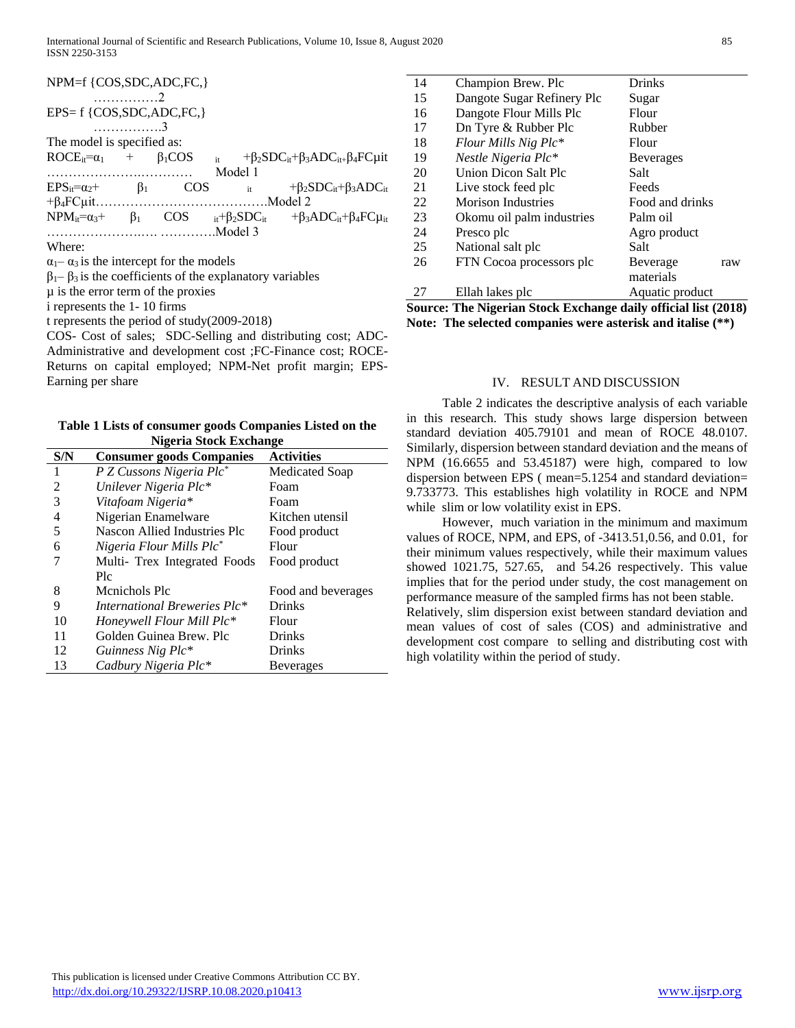NPM=f {COS,SDC,ADC,FC,} ……………2

EPS= f {COS,SDC,ADC,FC,} …………….3

The model is specified as:

$ROCE_{it}=\alpha_1 + \beta_1COS_{it} + \beta_2SDC_{it}+\beta_3ADC_{it+}\beta_4FC\mu it$ ……………………..………… Model 1

$EPS_{it}=\alpha_2+ \beta_1 COS_{it} + \beta_2SDC_{it}+\beta_3ADC_{it} +\beta_4FC\mu it$………………………………….Model 2

$NPM_{it}=\alpha_3+ \beta_1 COS_{it}+\beta_2SDC_{it} +\beta_3ADC_{it}+\beta_4FC\mu_{it}$ ………………….… ………….Model 3

Where:

$\alpha_1 – \alpha_3$ is the intercept for the models

$\beta_1 – \beta_3$ is the coefficients of the explanatory variables

$\mu$ is the error term of the proxies

i represents the 1- 10 firms

t represents the period of study(2009-2018)

COS- Cost of sales; SDC-Selling and distributing cost; ADC-Administrative and development cost ;FC-Finance cost; ROCE-Returns on capital employed; NPM-Net profit margin; EPS-Earning per share

**Table 1 Lists of consumer goods Companies Listed on the Nigeria Stock Exchange**

| S/N | Consumer goods Companies | Activities |
|---|---|---|
| 1 | *P Z Cussons Nigeria Plc\** | Medicated Soap |
| 2 | *Unilever Nigeria Plc\** | Foam |
| 3 | *Vitafoam Nigeria\** | Foam |
| 4 | Nigerian Enamelware | Kitchen utensil |
| 5 | Nascon Allied Industries Plc | Food product |
| 6 | *Nigeria Flour Mills Plc\** | Flour |
| 7 | Multi- Trex Integrated Foods Plc | Food product |
| 8 | Mcnichols Plc | Food and beverages |
| 9 | *International Breweries Plc\** | Drinks |
| 10 | *Honeywell Flour Mill Plc\** | Flour |
| 11 | Golden Guinea Brew. Plc | Drinks |
| 12 | *Guinness Nig Plc\** | Drinks |
| 13 | *Cadbury Nigeria Plc\** | Beverages |
| 14 | Champion Brew. Plc | Drinks |
| 15 | Dangote Sugar Refinery Plc | Sugar |
| 16 | Dangote Flour Mills Plc | Flour |
| 17 | Dn Tyre & Rubber Plc | Rubber |
| 18 | *Flour Mills Nig Plc\** | Flour |
| 19 | *Nestle Nigeria Plc\** | Beverages |
| 20 | Union Dicon Salt Plc | Salt |
| 21 | Live stock feed plc | Feeds |
| 22 | Morison Industries | Food and drinks |
| 23 | Okomu oil palm industries | Palm oil |
| 24 | Presco plc | Agro product |
| 25 | National salt plc | Salt |
| 26 | FTN Cocoa processors plc | Beverage raw materials |
| 27 | Ellah lakes plc | Aquatic product |

**Source: The Nigerian Stock Exchange daily official list (2018)**
**Note: The selected companies were asterisk and italise (\*\*)**

## IV. RESULT AND DISCUSSION

Table 2 indicates the descriptive analysis of each variable in this research. This study shows large dispersion between standard deviation 405.79101 and mean of ROCE 48.0107. Similarly, dispersion between standard deviation and the means of NPM (16.6655 and 53.45187) were high, compared to low dispersion between EPS ( mean=5.1254 and standard deviation= 9.733773. This establishes high volatility in ROCE and NPM while slim or low volatility exist in EPS.

However, much variation in the minimum and maximum values of ROCE, NPM, and EPS, of -3413.51,0.56, and 0.01, for their minimum values respectively, while their maximum values showed 1021.75, 527.65, and 54.26 respectively. This value implies that for the period under study, the cost management on performance measure of the sampled firms has not been stable.

Relatively, slim dispersion exist between standard deviation and mean values of cost of sales (COS) and administrative and development cost compare to selling and distributing cost with high volatility within the period of study.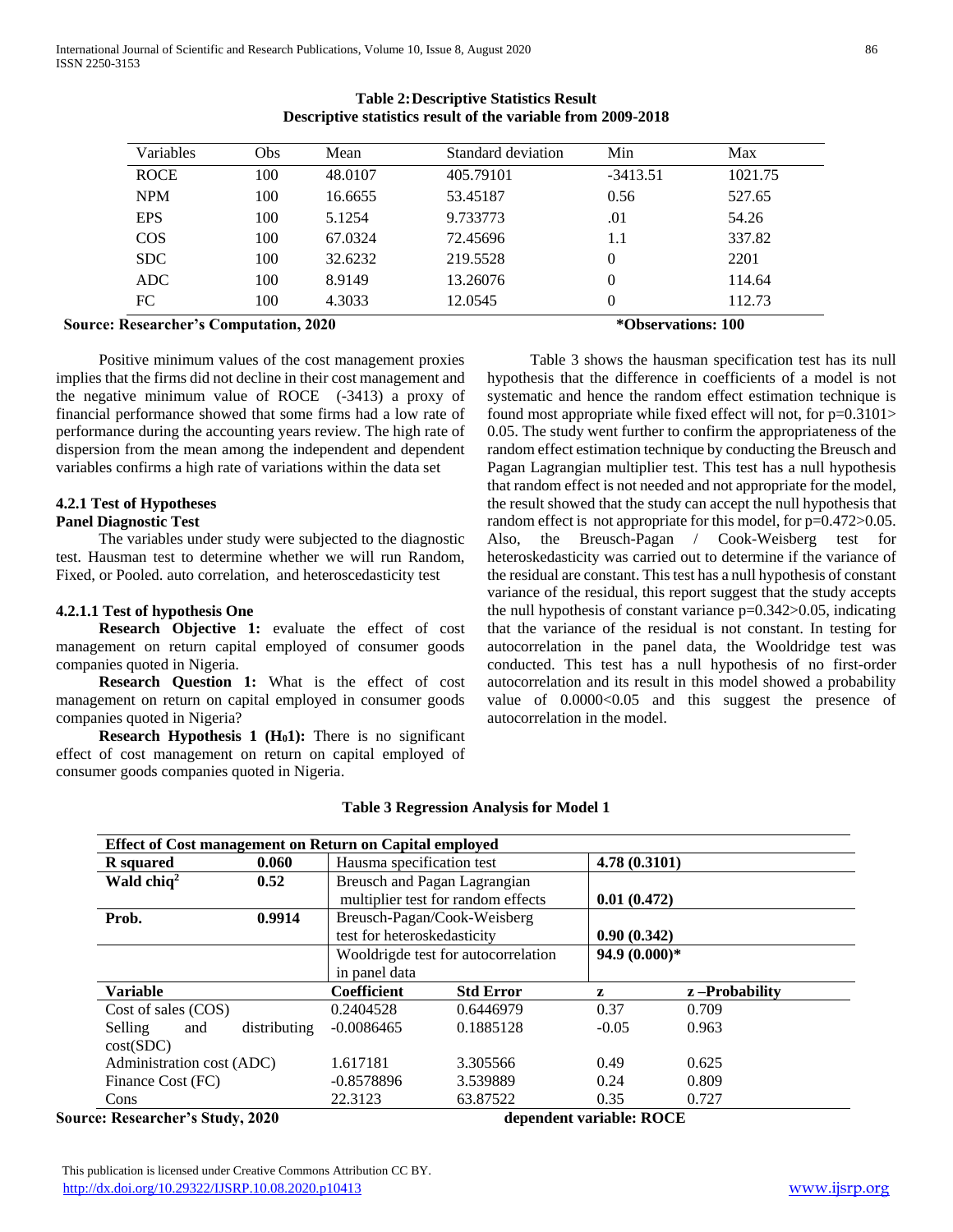**Table 2: Descriptive Statistics Result**
**Descriptive statistics result of the variable from 2009-2018**

| Variables | Obs | Mean | Standard deviation | Min | Max |
|---|---|---|---|---|---|
| ROCE | 100 | 48.0107 | 405.79101 | -3413.51 | 1021.75 |
| NPM | 100 | 16.6655 | 53.45187 | 0.56 | 527.65 |
| EPS | 100 | 5.1254 | 9.733773 | .01 | 54.26 |
| COS | 100 | 67.0324 | 72.45696 | 1.1 | 337.82 |
| SDC | 100 | 32.6232 | 219.5528 | 0 | 2201 |
| ADC | 100 | 8.9149 | 13.26076 | 0 | 114.64 |
| FC | 100 | 4.3033 | 12.0545 | 0 | 112.73 |

**Source: Researcher's Computation, 2020** **\*Observations: 100**

Positive minimum values of the cost management proxies implies that the firms did not decline in their cost management and the negative minimum value of ROCE (-3413) a proxy of financial performance showed that some firms had a low rate of performance during the accounting years review. The high rate of dispersion from the mean among the independent and dependent variables confirms a high rate of variations within the data set

#### 4.2.1 Test of Hypotheses

**Panel Diagnostic Test**

The variables under study were subjected to the diagnostic test. Hausman test to determine whether we will run Random, Fixed, or Pooled. auto correlation, and heteroscedasticity test

##### 4.2.1.1 Test of hypothesis One

**Research Objective 1:** evaluate the effect of cost management on return capital employed of consumer goods companies quoted in Nigeria.

**Research Question 1:** What is the effect of cost management on return on capital employed in consumer goods companies quoted in Nigeria?

**Research Hypothesis 1 ($H_0$1):** There is no significant effect of cost management on return on capital employed of consumer goods companies quoted in Nigeria.

Table 3 shows the hausman specification test has its null hypothesis that the difference in coefficients of a model is not systematic and hence the random effect estimation technique is found most appropriate while fixed effect will not, for p=0.3101> 0.05. The study went further to confirm the appropriateness of the random effect estimation technique by conducting the Breusch and Pagan Lagrangian multiplier test. This test has a null hypothesis that random effect is not needed and not appropriate for the model, the result showed that the study can accept the null hypothesis that random effect is not appropriate for this model, for p=0.472>0.05. Also, the Breusch-Pagan / Cook-Weisberg test for heteroskedasticity was carried out to determine if the variance of the residual are constant. This test has a null hypothesis of constant variance of the residual, this report suggest that the study accepts the null hypothesis of constant variance p=0.342>0.05, indicating that the variance of the residual is not constant. In testing for autocorrelation in the panel data, the Wooldridge test was conducted. This test has a null hypothesis of no first-order autocorrelation and its result in this model showed a probability value of 0.0000<0.05 and this suggest the presence of autocorrelation in the model.

**Table 3 Regression Analysis for Model 1**

| **Effect of Cost management on Return on Capital employed** | | | | | |
|---|---|---|---|---|---|
| **R squared** | **0.060** | Hausma specification test | | **4.78 (0.3101)** | |
| **Wald chiq$^2$** | **0.52** | Breusch and Pagan Lagrangian multiplier test for random effects | | **0.01 (0.472)** | |
| **Prob.** | **0.9914** | Breusch-Pagan/Cook-Weisberg test for heteroskedasticity | | **0.90 (0.342)** | |
| | | Wooldrigde test for autocorrelation in panel data | | **94.9 (0.000)\*** | |
| **Variable** | | **Coefficient** | **Std Error** | **z** | **z –Probability** |
| Cost of sales (COS) | | 0.2404528 | 0.6446979 | 0.37 | 0.709 |
| Selling and distributing cost(SDC) | | -0.0086465 | 0.1885128 | -0.05 | 0.963 |
| Administration cost (ADC) | | 1.617181 | 3.305566 | 0.49 | 0.625 |
| Finance Cost (FC) | | -0.8578896 | 3.539889 | 0.24 | 0.809 |
| Cons | | 22.3123 | 63.87522 | 0.35 | 0.727 |

**Source: Researcher's Study, 2020** **dependent variable: ROCE**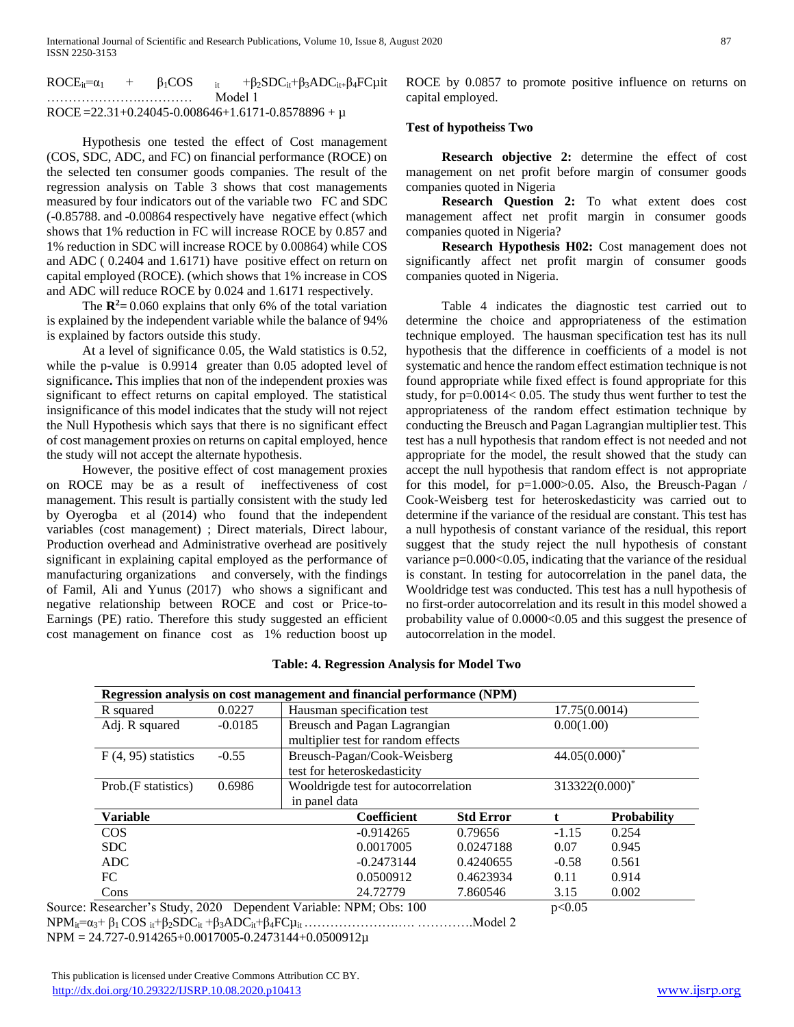$ROCE_{it}=\alpha_1 + \beta_1 COS_{it} + \beta_2 SDC_{it} + \beta_3 ADC_{it+} \beta_4 FC\mu it$ ……………………………… Model 1

$ROCE = 22.31 + 0.24045 - 0.008646 + 1.6171 - 0.8578896 + \mu$

Hypothesis one tested the effect of Cost management (COS, SDC, ADC, and FC) on financial performance (ROCE) on the selected ten consumer goods companies. The result of the regression analysis on Table 3 shows that cost managements measured by four indicators out of the variable two FC and SDC (-0.85788. and -0.00864 respectively have negative effect (which shows that 1% reduction in FC will increase ROCE by 0.857 and 1% reduction in SDC will increase ROCE by 0.00864) while COS and ADC ( 0.2404 and 1.6171) have positive effect on return on capital employed (ROCE). (which shows that 1% increase in COS and ADC will reduce ROCE by 0.024 and 1.6171 respectively.

The $\mathbf{R^2=}$ 0.060 explains that only 6% of the total variation is explained by the independent variable while the balance of 94% is explained by factors outside this study.

At a level of significance 0.05, the Wald statistics is 0.52, while the p-value is 0.9914 greater than 0.05 adopted level of significance**.** This implies that non of the independent proxies was significant to effect returns on capital employed. The statistical insignificance of this model indicates that the study will not reject the Null Hypothesis which says that there is no significant effect of cost management proxies on returns on capital employed, hence the study will not accept the alternate hypothesis.

However, the positive effect of cost management proxies on ROCE may be as a result of ineffectiveness of cost management. This result is partially consistent with the study led by Oyerogba et al (2014) who found that the independent variables (cost management) ; Direct materials, Direct labour, Production overhead and Administrative overhead are positively significant in explaining capital employed as the performance of manufacturing organizations and conversely, with the findings of Famil, Ali and Yunus (2017) who shows a significant and negative relationship between ROCE and cost or Price-to-Earnings (PE) ratio. Therefore this study suggested an efficient cost management on finance cost as 1% reduction boost up ROCE by 0.0857 to promote positive influence on returns on capital employed.

**Test of hypotheiss Two**

**Research objective 2:** determine the effect of cost management on net profit before margin of consumer goods companies quoted in Nigeria

**Research Question 2:** To what extent does cost management affect net profit margin in consumer goods companies quoted in Nigeria?

**Research Hypothesis H02:** Cost management does not significantly affect net profit margin of consumer goods companies quoted in Nigeria.

Table 4 indicates the diagnostic test carried out to determine the choice and appropriateness of the estimation technique employed. The hausman specification test has its null hypothesis that the difference in coefficients of a model is not systematic and hence the random effect estimation technique is not found appropriate while fixed effect is found appropriate for this study, for p=0.0014< 0.05. The study thus went further to test the appropriateness of the random effect estimation technique by conducting the Breusch and Pagan Lagrangian multiplier test. This test has a null hypothesis that random effect is not needed and not appropriate for the model, the result showed that the study can accept the null hypothesis that random effect is not appropriate for this model, for p=1.000>0.05. Also, the Breusch-Pagan / Cook-Weisberg test for heteroskedasticity was carried out to determine if the variance of the residual are constant. This test has a null hypothesis of constant variance of the residual, this report suggest that the study reject the null hypothesis of constant variance p=0.000<0.05, indicating that the variance of the residual is constant. In testing for autocorrelation in the panel data, the Wooldridge test was conducted. This test has a null hypothesis of no first-order autocorrelation and its result in this model showed a probability value of 0.0000<0.05 and this suggest the presence of autocorrelation in the model.

**Table: 4. Regression Analysis for Model Two**

| **Regression analysis on cost management and financial performance (NPM)** | | | | | |
|---|---|---|---|---|---|
| R squared | 0.0227 | Hausman specification test | | 17.75(0.0014) | |
| Adj. R squared | -0.0185 | Breusch and Pagan Lagrangian multiplier test for random effects | | 0.00(1.00) | |
| F (4, 95) statistics | -0.55 | Breusch-Pagan/Cook-Weisberg test for heteroskedasticity | | 44.05(0.000)* | |
| Prob.(F statistics) | 0.6986 | Wooldrigde test for autocorrelation in panel data | | 313322(0.000)* | |
| **Variable** | | **Coefficient** | **Std Error** | **t** | **Probability** |
| COS | | -0.914265 | 0.79656 | -1.15 | 0.254 |
| SDC | | 0.0017005 | 0.0247188 | 0.07 | 0.945 |
| ADC | | -0.2473144 | 0.4240655 | -0.58 | 0.561 |
| FC | | 0.0500912 | 0.4623934 | 0.11 | 0.914 |
| Cons | | 24.72779 | 7.860546 | 3.15 | 0.002 |

Source: Researcher's Study, 2020 Dependent Variable: NPM; Obs: 100 p<0.05

$NPM_{it}=\alpha_3 + \beta_1 COS_{it} + \beta_2 SDC_{it} + \beta_3 ADC_{it} + \beta_4 FC\mu_{it}$ ………………………… ………….Model 2

$NPM = 24.727 - 0.914265 + 0.0017005 - 0.2473144 + 0.0500912\mu$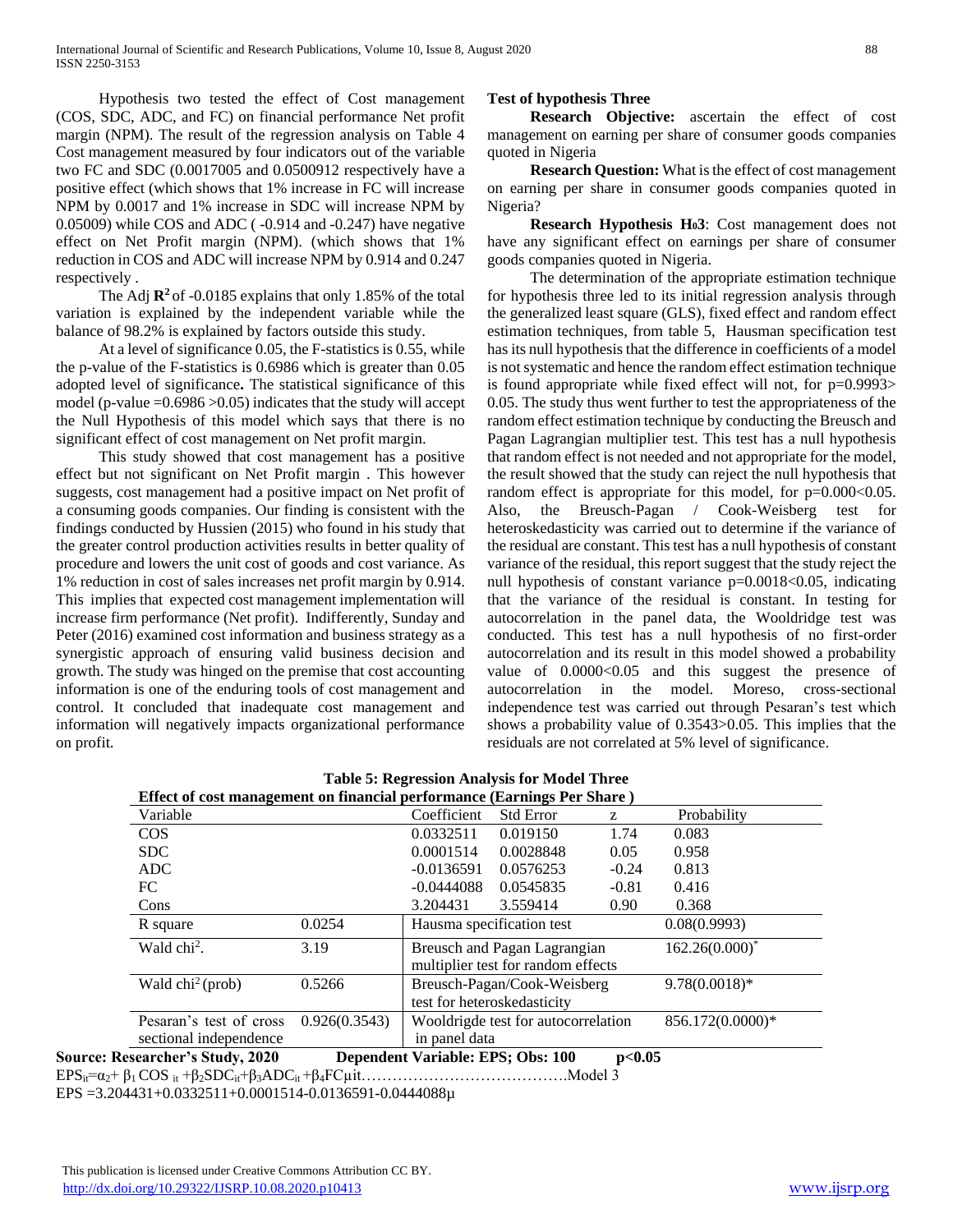Hypothesis two tested the effect of Cost management (COS, SDC, ADC, and FC) on financial performance Net profit margin (NPM). The result of the regression analysis on Table 4 Cost management measured by four indicators out of the variable two FC and SDC (0.0017005 and 0.0500912 respectively have a positive effect (which shows that 1% increase in FC will increase NPM by 0.0017 and 1% increase in SDC will increase NPM by 0.05009) while COS and ADC ( -0.914 and -0.247) have negative effect on Net Profit margin (NPM). (which shows that 1% reduction in COS and ADC will increase NPM by 0.914 and 0.247 respectively .

The Adj $\mathbf{R^2}$ of -0.0185 explains that only 1.85% of the total variation is explained by the independent variable while the balance of 98.2% is explained by factors outside this study.

At a level of significance 0.05, the F-statistics is 0.55, while the p-value of the F-statistics is 0.6986 which is greater than 0.05 adopted level of significance**.** The statistical significance of this model (p-value =0.6986 >0.05) indicates that the study will accept the Null Hypothesis of this model which says that there is no significant effect of cost management on Net profit margin.

This study showed that cost management has a positive effect but not significant on Net Profit margin . This however suggests, cost management had a positive impact on Net profit of a consuming goods companies. Our finding is consistent with the findings conducted by Hussien (2015) who found in his study that the greater control production activities results in better quality of procedure and lowers the unit cost of goods and cost variance. As 1% reduction in cost of sales increases net profit margin by 0.914. This implies that expected cost management implementation will increase firm performance (Net profit). Indifferently, Sunday and Peter (2016) examined cost information and business strategy as a synergistic approach of ensuring valid business decision and growth. The study was hinged on the premise that cost accounting information is one of the enduring tools of cost management and control. It concluded that inadequate cost management and information will negatively impacts organizational performance on profit.

**Test of hypothesis Three**

**Research Objective:** ascertain the effect of cost management on earning per share of consumer goods companies quoted in Nigeria

**Research Question:** What is the effect of cost management on earning per share in consumer goods companies quoted in Nigeria?

**Research Hypothesis $H_{0}3$**: Cost management does not have any significant effect on earnings per share of consumer goods companies quoted in Nigeria.

The determination of the appropriate estimation technique for hypothesis three led to its initial regression analysis through the generalized least square (GLS), fixed effect and random effect estimation techniques, from table 5, Hausman specification test has its null hypothesis that the difference in coefficients of a model is not systematic and hence the random effect estimation technique is found appropriate while fixed effect will not, for p=0.9993> 0.05. The study thus went further to test the appropriateness of the random effect estimation technique by conducting the Breusch and Pagan Lagrangian multiplier test. This test has a null hypothesis that random effect is not needed and not appropriate for the model, the result showed that the study can reject the null hypothesis that random effect is appropriate for this model, for p=0.000<0.05. Also, the Breusch-Pagan / Cook-Weisberg test for heteroskedasticity was carried out to determine if the variance of the residual are constant. This test has a null hypothesis of constant variance of the residual, this report suggest that the study reject the null hypothesis of constant variance p=0.0018<0.05, indicating that the variance of the residual is constant. In testing for autocorrelation in the panel data, the Wooldridge test was conducted. This test has a null hypothesis of no first-order autocorrelation and its result in this model showed a probability value of 0.0000<0.05 and this suggest the presence of autocorrelation in the model. Moreso, cross-sectional independence test was carried out through Pesaran's test which shows a probability value of 0.3543>0.05. This implies that the residuals are not correlated at 5% level of significance.

**Table 5: Regression Analysis for Model Three**

**Effect of cost management on financial performance (Earnings Per Share )**

| Variable | | Coefficient | Std Error | z | Probability |
|---|---|---|---|---|---|
| COS | | 0.0332511 | 0.019150 | 1.74 | 0.083 |
| SDC | | 0.0001514 | 0.0028848 | 0.05 | 0.958 |
| ADC | | -0.0136591 | 0.0576253 | -0.24 | 0.813 |
| FC | | -0.0444088 | 0.0545835 | -0.81 | 0.416 |
| Cons | | 3.204431 | 3.559414 | 0.90 | 0.368 |
| R square | 0.0254 | Hausma specification test | | | 0.08(0.9993) |
| Wald $chi^2$. | 3.19 | Breusch and Pagan Lagrangian multiplier test for random effects | | | $162.26(0.000)^{*}$ |
| Wald $chi^2$ (prob) | 0.5266 | Breusch-Pagan/Cook-Weisberg test for heteroskedasticity | | | 9.78(0.0018)* |
| Pesaran's test of cross sectional independence | 0.926(0.3543) | Wooldrigde test for autocorrelation in panel data | | | 856.172(0.0000)* |

**Source: Researcher's Study, 2020 Dependent Variable: EPS; Obs: 100 p<0.05**

$EPS_{it}=\alpha_2+\beta_1 COS_{it}+\beta_2 SDC_{it}+\beta_3 ADC_{it}+\beta_4 FC\mu it$……………………………….Model 3

EPS =3.204431+0.0332511+0.0001514-0.0136591-0.0444088µ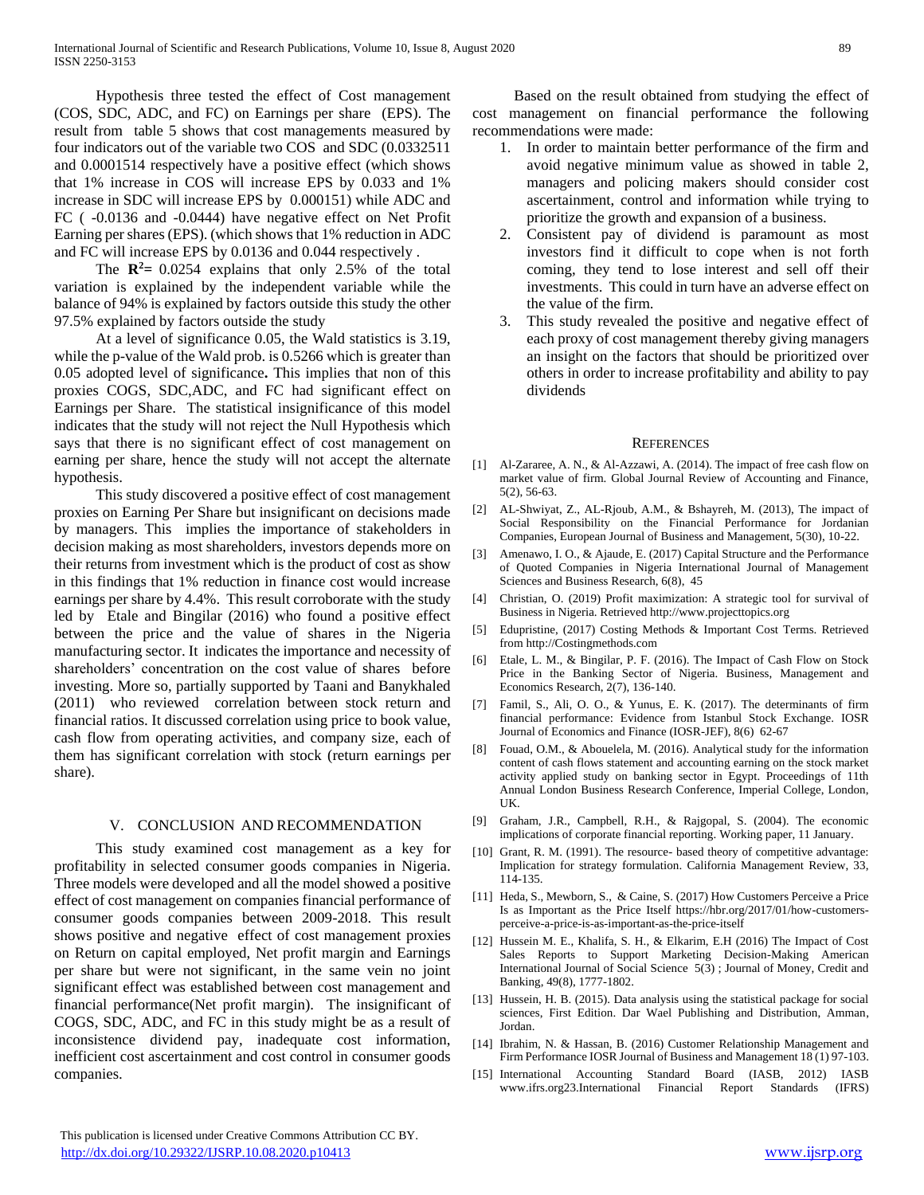Hypothesis three tested the effect of Cost management (COS, SDC, ADC, and FC) on Earnings per share (EPS). The result from table 5 shows that cost managements measured by four indicators out of the variable two COS and SDC (0.0332511 and 0.0001514 respectively have a positive effect (which shows that 1% increase in COS will increase EPS by 0.033 and 1% increase in SDC will increase EPS by 0.000151) while ADC and FC ( -0.0136 and -0.0444) have negative effect on Net Profit Earning per shares (EPS). (which shows that 1% reduction in ADC and FC will increase EPS by 0.0136 and 0.044 respectively .

The $\mathbf{R^2}$= 0.0254 explains that only 2.5% of the total variation is explained by the independent variable while the balance of 94% is explained by factors outside this study the other 97.5% explained by factors outside the study

At a level of significance 0.05, the Wald statistics is 3.19, while the p-value of the Wald prob. is 0.5266 which is greater than 0.05 adopted level of significance**.** This implies that non of this proxies COGS, SDC,ADC, and FC had significant effect on Earnings per Share. The statistical insignificance of this model indicates that the study will not reject the Null Hypothesis which says that there is no significant effect of cost management on earning per share, hence the study will not accept the alternate hypothesis.

This study discovered a positive effect of cost management proxies on Earning Per Share but insignificant on decisions made by managers. This implies the importance of stakeholders in decision making as most shareholders, investors depends more on their returns from investment which is the product of cost as show in this findings that 1% reduction in finance cost would increase earnings per share by 4.4%. This result corroborate with the study led by Etale and Bingilar (2016) who found a positive effect between the price and the value of shares in the Nigeria manufacturing sector. It indicates the importance and necessity of shareholders' concentration on the cost value of shares before investing. More so, partially supported by Taani and Banykhaled (2011) who reviewed correlation between stock return and financial ratios. It discussed correlation using price to book value, cash flow from operating activities, and company size, each of them has significant correlation with stock (return earnings per share).

## V. Conclusion and Recommendation

This study examined cost management as a key for profitability in selected consumer goods companies in Nigeria. Three models were developed and all the model showed a positive effect of cost management on companies financial performance of consumer goods companies between 2009-2018. This result shows positive and negative effect of cost management proxies on Return on capital employed, Net profit margin and Earnings per share but were not significant, in the same vein no joint significant effect was established between cost management and financial performance(Net profit margin). The insignificant of COGS, SDC, ADC, and FC in this study might be as a result of inconsistence dividend pay, inadequate cost information, inefficient cost ascertainment and cost control in consumer goods companies.

Based on the result obtained from studying the effect of cost management on financial performance the following recommendations were made:

1. In order to maintain better performance of the firm and avoid negative minimum value as showed in table 2, managers and policing makers should consider cost ascertainment, control and information while trying to prioritize the growth and expansion of a business.
2. Consistent pay of dividend is paramount as most investors find it difficult to cope when is not forth coming, they tend to lose interest and sell off their investments. This could in turn have an adverse effect on the value of the firm.
3. This study revealed the positive and negative effect of each proxy of cost management thereby giving managers an insight on the factors that should be prioritized over others in order to increase profitability and ability to pay dividends

## References

[1] Al-Zararee, A. N., & Al-Azzawi, A. (2014). The impact of free cash flow on market value of firm. Global Journal Review of Accounting and Finance, 5(2), 56-63.

[2] AL-Shwiyat, Z., AL-Rjoub, A.M., & Bshayreh, M. (2013), The impact of Social Responsibility on the Financial Performance for Jordanian Companies, European Journal of Business and Management, 5(30), 10-22.

[3] Amenawo, I. O., & Ajaude, E. (2017) Capital Structure and the Performance of Quoted Companies in Nigeria International Journal of Management Sciences and Business Research, 6(8), 45

[4] Christian, O. (2019) Profit maximization: A strategic tool for survival of Business in Nigeria. Retrieved http://www.projecttopics.org

[5] Edupristine, (2017) Costing Methods & Important Cost Terms. Retrieved from http://Costingmethods.com

[6] Etale, L. M., & Bingilar, P. F. (2016). The Impact of Cash Flow on Stock Price in the Banking Sector of Nigeria. Business, Management and Economics Research, 2(7), 136-140.

[7] Famil, S., Ali, O. O., & Yunus, E. K. (2017). The determinants of firm financial performance: Evidence from Istanbul Stock Exchange. IOSR Journal of Economics and Finance (IOSR-JEF), 8(6) 62-67

[8] Fouad, O.M., & Abouelela, M. (2016). Analytical study for the information content of cash flows statement and accounting earning on the stock market activity applied study on banking sector in Egypt. Proceedings of 11th Annual London Business Research Conference, Imperial College, London, UK.

[9] Graham, J.R., Campbell, R.H., & Rajgopal, S. (2004). The economic implications of corporate financial reporting. Working paper, 11 January.

[10] Grant, R. M. (1991). The resource- based theory of competitive advantage: Implication for strategy formulation. California Management Review, 33, 114-135.

[11] Heda, S., Mewborn, S., & Caine, S. (2017) How Customers Perceive a Price Is as Important as the Price Itself https://hbr.org/2017/01/how-customers-perceive-a-price-is-as-important-as-the-price-itself

[12] Hussein M. E., Khalifa, S. H., & Elkarim, E.H (2016) The Impact of Cost Sales Reports to Support Marketing Decision-Making American International Journal of Social Science 5(3) ; Journal of Money, Credit and Banking, 49(8), 1777-1802.

[13] Hussein, H. B. (2015). Data analysis using the statistical package for social sciences, First Edition. Dar Wael Publishing and Distribution, Amman, Jordan.

[14] Ibrahim, N. & Hassan, B. (2016) Customer Relationship Management and Firm Performance IOSR Journal of Business and Management 18 (1) 97-103.

[15] International Accounting Standard Board (IASB, 2012) IASB www.ifrs.org23.International Financial Report Standards (IFRS)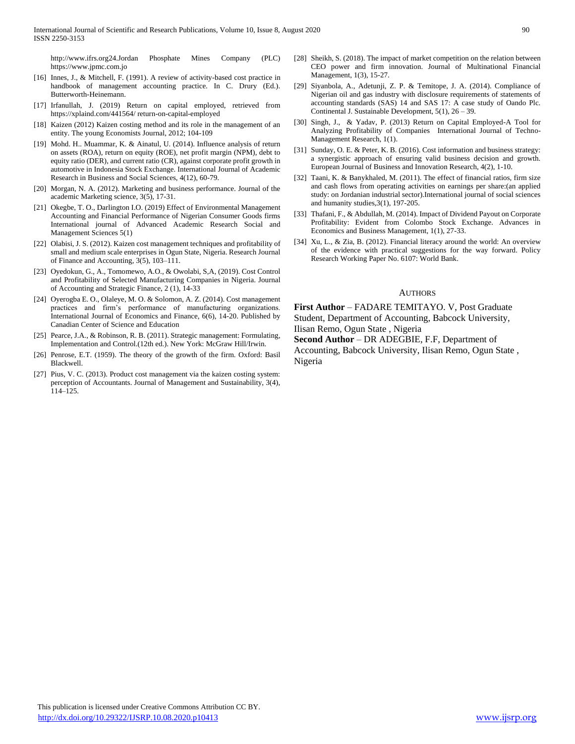http://www.ifrs.org24.Jordan Phosphate Mines Company (PLC) https://www.jpmc.com.jo

[16] Innes, J., & Mitchell, F. (1991). A review of activity-based cost practice in handbook of management accounting practice. In C. Drury (Ed.). Butterworth-Heinemann.

[17] Irfanullah, J. (2019) Return on capital employed, retrieved from https://xplaind.com/441564/ return-on-capital-employed

[18] Kaizen (2012) Kaizen costing method and its role in the management of an entity. The young Economists Journal, 2012; 104-109

[19] Mohd. H.. Muammar, K. & Ainatul, U. (2014). Influence analysis of return on assets (ROA), return on equity (ROE), net profit margin (NPM), debt to equity ratio (DER), and current ratio (CR), against corporate profit growth in automotive in Indonesia Stock Exchange. International Journal of Academic Research in Business and Social Sciences, 4(12), 60-79.

[20] Morgan, N. A. (2012). Marketing and business performance. Journal of the academic Marketing science, 3(5), 17-31.

[21] Okegbe, T. O., Darlington I.O. (2019) Effect of Environmental Management Accounting and Financial Performance of Nigerian Consumer Goods firms International journal of Advanced Academic Research Social and Management Sciences 5(1)

[22] Olabisi, J. S. (2012). Kaizen cost management techniques and profitability of small and medium scale enterprises in Ogun State, Nigeria. Research Journal of Finance and Accounting, 3(5), 103–111.

[23] Oyedokun, G., A., Tomomewo, A.O., & Owolabi, S,A, (2019). Cost Control and Profitability of Selected Manufacturing Companies in Nigeria. Journal of Accounting and Strategic Finance, 2 (1), 14-33

[24] Oyerogba E. O., Olaleye, M. O. & Solomon, A. Z. (2014). Cost management practices and firm's performance of manufacturing organizations. International Journal of Economics and Finance, 6(6), 14-20. Published by Canadian Center of Science and Education

[25] Pearce, J.A., & Robinson, R. B. (2011). Strategic management: Formulating, Implementation and Control.(12th ed.). New York: McGraw Hill/Irwin.

[26] Penrose, E.T. (1959). The theory of the growth of the firm. Oxford: Basil Blackwell.

[27] Pius, V. C. (2013). Product cost management via the kaizen costing system: perception of Accountants. Journal of Management and Sustainability, 3(4), 114–125.

[28] Sheikh, S. (2018). The impact of market competition on the relation between CEO power and firm innovation. Journal of Multinational Financial Management, 1(3), 15-27.

[29] Siyanbola, A., Adetunji, Z. P. & Temitope, J. A. (2014). Compliance of Nigerian oil and gas industry with disclosure requirements of statements of accounting standards (SAS) 14 and SAS 17: A case study of Oando Plc. Continental J. Sustainable Development, 5(1), 26 – 39.

[30] Singh, J., & Yadav, P. (2013) Return on Capital Employed-A Tool for Analyzing Profitability of Companies International Journal of Techno-Management Research, 1(1).

[31] Sunday, O. E. & Peter, K. B. (2016). Cost information and business strategy: a synergistic approach of ensuring valid business decision and growth. European Journal of Business and Innovation Research, 4(2), 1-10.

[32] Taani, K. & Banykhaled, M. (2011). The effect of financial ratios, firm size and cash flows from operating activities on earnings per share:(an applied study: on Jordanian industrial sector).International journal of social sciences and humanity studies,3(1), 197-205.

[33] Thafani, F., & Abdullah, M. (2014). Impact of Dividend Payout on Corporate Profitability: Evident from Colombo Stock Exchange. Advances in Economics and Business Management, 1(1), 27-33.

[34] Xu, L., & Zia, B. (2012). Financial literacy around the world: An overview of the evidence with practical suggestions for the way forward. Policy Research Working Paper No. 6107: World Bank.

## AUTHORS

**First Author** – FADARE TEMITAYO. V, Post Graduate Student, Department of Accounting, Babcock University, Ilisan Remo, Ogun State , Nigeria

**Second Author** – DR ADEGBIE, F.F, Department of Accounting, Babcock University, Ilisan Remo, Ogun State , Nigeria